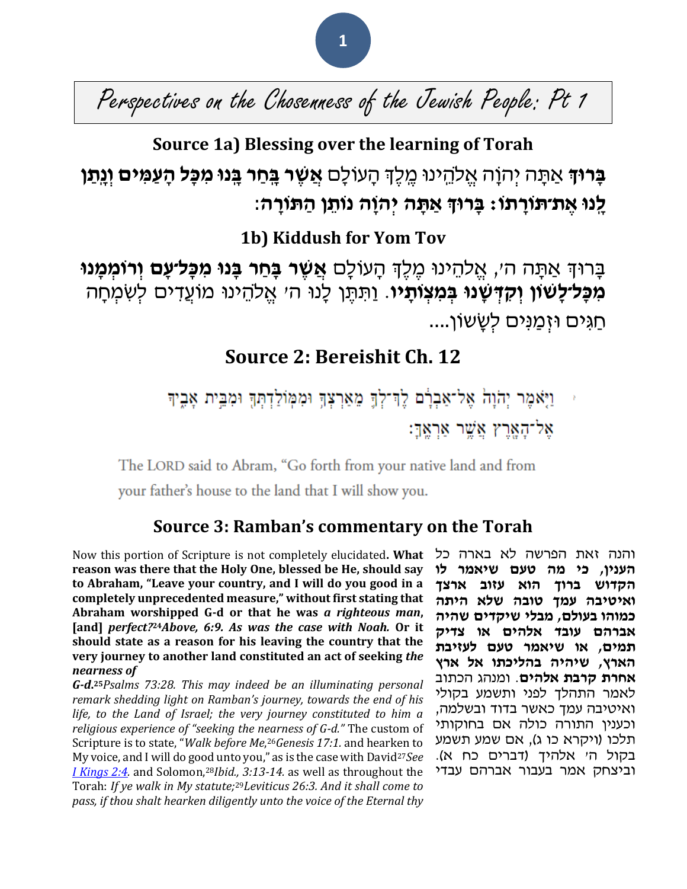# Perspectives on the Chosenness of the Jewish People: Pt 1

## Source 1a) Blessing over the learning of Torah

**בָּרוּךְ** אַתָּה יְהוָֹה אֱלֹהֵינוּ מֶלֶךְ הָעוֹלָם **אֲשֶׁר בָּחַר בָּנוּ מִכָּל הָעַמִּים וְנָתַן לָנוּ אֶת־תּוֹרָתוֹ: בָּרוּךְ אַתָּה יְהוָֹה נוֹתֵן הַתּוֹרָה:**

## 1b) Kiddush for Yom Tov

בָּרוּךְ אַתָּה ה׳, אֱלֹהֵינוּ מֶלֶךְ הָעוֹלָם **אֲשֶׁר בָּחַר בָּנוּ מִכָּל־עָם וְרוֹמְמָנוּ מִכָּל־לָשׁוֹן וְקִדְּשָׁנוּ בְּמִצְוֹתָיו**. וַתִּתֶּן לָנוּ ה׳ אֱלֹהֵינוּ מוֹעֲדִים לְשִׂמְחָה חַגִּים וּזְמַנִּים לְשָׂשׂוֹן....

## Source 2: Bereishit Ch. 12

וַיֹּ֤אמֶר יְהֹוָה֙ אֶל־אַבְרָ֔ם לֶךְ־לְךָ֛ מֵאַרְצְךָ֥ וּמִמּֽוֹלַדְתְּךָ֖ וּמִבֵּ֣ית אָבִ֑יךָ אֶל־הָאָ֖רֶץ אֲשֶׁ֥ר אַרְאֶֽךָּ׃

The LORD said to Abram, "Go forth from your native land and from your father's house to the land that I will show you.

## Source 3: Ramban's commentary on the Torah

Now this portion of Scripture is not completely elucidated. **What reason was there that the Holy One, blessed be He, should say to Abraham, "Leave your country, and I will do you good in a completely unprecedented measure," without first stating that Abraham worshipped G-d or that he was *a righteous man*, [and] *perfect?*[25]***Above, 6:9. As was the case with Noah.* **Or it should state as a reason for his leaving the country that the very journey to another land constituted an act of seeking *the nearness of G-d.*[25]***Psalms 73:28. This may indeed be an illuminating personal remark shedding light on Ramban's journey, towards the end of his life, to the Land of Israel; the very journey constituted to him a religious experience of "seeking the nearness of G-d."* The custom of Scripture is to state, "*Walk before Me,*[26]*Genesis 17:1.* and hearken to My voice, and I will do good unto you," as is the case with David[27]*See I Kings 2:4.* and Solomon,[28]*Ibid., 3:13-14.* as well as throughout the Torah: *If ye walk in My statute;*[29]*Leviticus 26:3. And it shall come to pass, if thou shalt hearken diligently unto the voice of the Eternal thy*

והנה זאת הפרשה לא בארה כל **הענין, כי מה טעם שיאמר לו הקדוש ברוך הוא עזוב ארצך ואיטיבה עמך טובה שלא היתה כמוהו בעולם, מבלי שיקדים שהיה אברהם עובד אלהים או צדיק תמים, או שיאמר טעם לעזיבת הארץ, שיהיה בהליכתו אל ארץ אחרת קרבת אלהים**. ומנהג הכתוב לאמר התהלך לפני ותשמע בקולי ואיטיבה עמך כאשר בדוד ובשלמה, וכענין התורה כולה אם בחוקותי תלכו (ויקרא כו ג), אם שמע תשמע בקול ה׳ אלהיך (דברים כח א). וביצחק אמר בעבור אברהם עבדי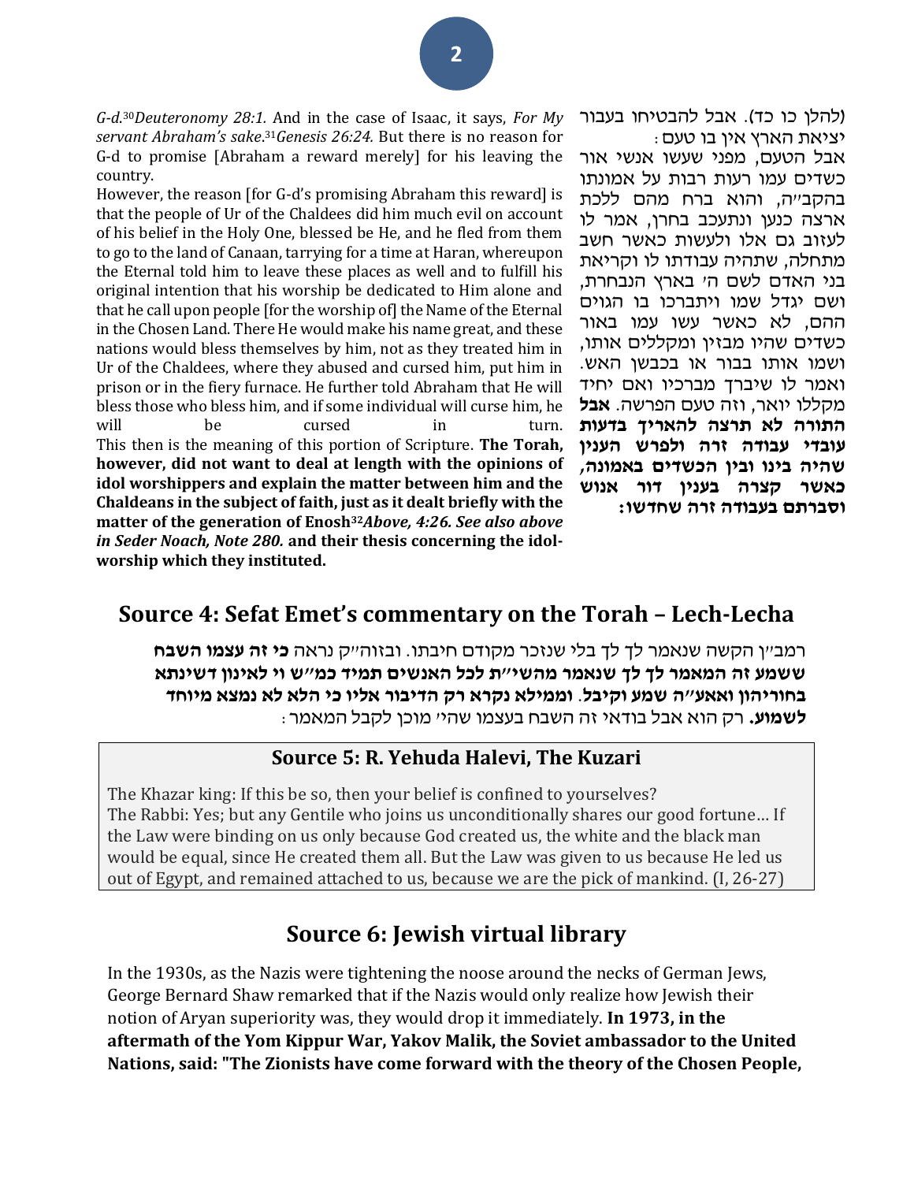G-d.[30] *Deuteronomy 28:1.* And in the case of Isaac, it says, *For My servant Abraham's sake*.[31] *Genesis 26:24.* But there is no reason for G-d to promise [Abraham a reward merely] for his leaving the country.

However, the reason [for G-d's promising Abraham this reward] is that the people of Ur of the Chaldees did him much evil on account of his belief in the Holy One, blessed be He, and he fled from them to go to the land of Canaan, tarrying for a time at Haran, whereupon the Eternal told him to leave these places as well and to fulfill his original intention that his worship be dedicated to Him alone and that he call upon people [for the worship of] the Name of the Eternal in the Chosen Land. There He would make his name great, and these nations would bless themselves by him, not as they treated him in Ur of the Chaldees, where they abused and cursed him, put him in prison or in the fiery furnace. He further told Abraham that He will bless those who bless him, and if some individual will curse him, he will be cursed in turn.

This then is the meaning of this portion of Scripture. **The Torah, however, did not want to deal at length with the opinions of idol worshippers and explain the matter between him and the Chaldeans in the subject of faith, just as it dealt briefly with the matter of the generation of Enosh**[32] ***Above, 4:26. See also above in Seder Noach, Note 280.*** **and their thesis concerning the idol-worship which they instituted.**

(להלן כו כד). אבל להבטיחו בעבור יציאת הארץ אין בו טעם:

אבל הטעם, מפני שעשו אנשי אור כשדים עמו רעות רבות על אמונתו בהקב"ה, והוא ברח מהם ללכת ארצה כנען ונתעכב בחרן, אמר לו לעזוב גם אלו ולעשות כאשר חשב מתחלה, שתהיה עבודתו לו וקריאת בני האדם לשם ה' בארץ הנבחרת, ושם יגדל שמו ויתברכו בו הגוים ההם, לא כאשר עשו עמו באור כשדים שהיו מבזין ומקללים אותו, ושמו אותו בבור או בכבשן האש. ואמר לו שיברך מברכיו ואם יחיד מקללו יואר, וזה טעם הפרשה. **אבל התורה לא תרצה להאריך בדעות עובדי עבודה זרה ולפרש הענין שהיה בינו ובין הכשדים באמונה, כאשר קצרה בענין דור אנוש וסברתם בעבודה זרה שחדשו:**

## Source 4: Sefat Emet's commentary on the Torah – Lech-Lecha

רמב"ן הקשה שנאמר לך לך בלי שנזכר מקודם חיבתו. ובזוה"ק נראה **כי זה עצמו השבח ששמע זה המאמר לך לך שנאמר מהשי"ת לכל האנשים תמיד כמ"ש וי לאינון דשינתא בחוריהון ואאע"ה שמע וקיבל**. **וממילא נקרא רק הדיבור אליו כי הלא לא נמצא מיוחד לשמוע.** רק הוא אבל בודאי זה השבח בעצמו שהי' מוכן לקבל המאמר:

## Source 5: R. Yehuda Halevi, The Kuzari

The Khazar king: If this be so, then your belief is confined to yourselves?
The Rabbi: Yes; but any Gentile who joins us unconditionally shares our good fortune… If the Law were binding on us only because God created us, the white and the black man would be equal, since He created them all. But the Law was given to us because He led us out of Egypt, and remained attached to us, because we are the pick of mankind. (I, 26-27)

## Source 6: Jewish virtual library

In the 1930s, as the Nazis were tightening the noose around the necks of German Jews, George Bernard Shaw remarked that if the Nazis would only realize how Jewish their notion of Aryan superiority was, they would drop it immediately. **In 1973, in the aftermath of the Yom Kippur War, Yakov Malik, the Soviet ambassador to the United Nations, said: "The Zionists have come forward with the theory of the Chosen People,**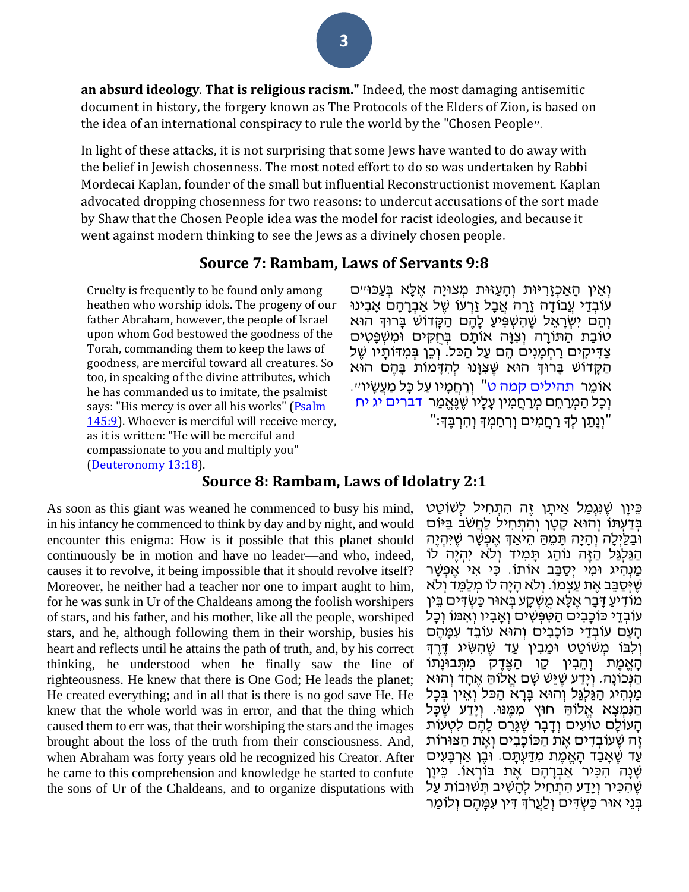**an absurd ideology**. **That is religious racism."** Indeed, the most damaging antisemitic document in history, the forgery known as The Protocols of the Elders of Zion, is based on the idea of an international conspiracy to rule the world by the "Chosen People".

In light of these attacks, it is not surprising that some Jews have wanted to do away with the belief in Jewish chosenness. The most noted effort to do so was undertaken by Rabbi Mordecai Kaplan, founder of the small but influential Reconstructionist movement. Kaplan advocated dropping chosenness for two reasons: to undercut accusations of the sort made by Shaw that the Chosen People idea was the model for racist ideologies, and because it went against modern thinking to see the Jews as a divinely chosen people.

## Source 7: Rambam, Laws of Servants 9:8

Cruelty is frequently to be found only among heathen who worship idols. The progeny of our father Abraham, however, the people of Israel upon whom God bestowed the goodness of the Torah, commanding them to keep the laws of goodness, are merciful toward all creatures. So too, in speaking of the divine attributes, which he has commanded us to imitate, the psalmist says: "His mercy is over all his works" (Psalm 145:9). Whoever is merciful will receive mercy, as it is written: "He will be merciful and compassionate to you and multiply you" (Deuteronomy 13:18).

וְאֵין הָאַכְזָרִיּוּת וְהָעַזּוּת מְצוּיָה אֶלָּא בְּעַכּוּ"ם עוֹבְדֵי עֲבוֹדָה זָרָה אֲבָל זַרְעוֹ שֶׁל אַבְרָהָם אָבִינוּ וְהֵם יִשְׂרָאֵל שֶׁהִשְׁפִּיעַ לָהֶם הַקָּדוֹשׁ בָּרוּךְ הוּא טוֹבַת הַתּוֹרָה וְצִוָּה אוֹתָם בְּחֻקִּים וּמִשְׁפָּטִים צַדִּיקִים רַחֲמָנִים הֵם עַל הַכֹּל. וְכֵן בְּמִדּוֹתָיו שֶׁל הַקָּדוֹשׁ בָּרוּךְ הוּא שֶׁצִּוָּנוּ לְהִדַּמּוֹת בָּהֶם הוּא אוֹמֵר תהילים קמה ט" וְרַחֲמָיו עַל כָּל מַעֲשָׂיו". וְכָל הַמְרַחֵם מְרַחֲמִין עָלָיו שֶׁנֶּאֱמַר דברים יג יח "וְנָתַן לְךָ רַחֲמִים וְרִחַמְךָ וְהִרְבֶּךָ:"

## Source 8: Rambam, Laws of Idolatry 2:1

As soon as this giant was weaned he commenced to busy his mind, in his infancy he commenced to think by day and by night, and would encounter this enigma: How is it possible that this planet should continuously be in motion and have no leader—and who, indeed, causes it to revolve, it being impossible that it should revolve itself? Moreover, he neither had a teacher nor one to impart aught to him, for he was sunk in Ur of the Chaldeans among the foolish worshipers of stars, and his father, and his mother, like all the people, worshiped stars, and he, although following them in their worship, busies his heart and reflects until he attains the path of truth, and, by his correct thinking, he understood when he finally saw the line of righteousness. He knew that there is One God; He leads the planet; He created everything; and in all that is there is no god save He. He knew that the whole world was in error, and that the thing which caused them to err was, that their worshiping the stars and the images brought about the loss of the truth from their consciousness. And, when Abraham was forty years old he recognized his Creator. After he came to this comprehension and knowledge he started to confute the sons of Ur of the Chaldeans, and to organize disputations with

כֵּיוָן שֶׁנִּגְמַל אֵיתָן זֶה הִתְחִיל לְשׁוֹטֵט בְּדַעְתּוֹ וְהוּא קָטָן וְהִתְחִיל לַחְשֹׁב בַּיּוֹם וּבַלַּיְלָה וְהָיָה תָּמֵהַּ הֵיאַךְ אֶפְשָׁר שֶׁיִּהְיֶה הַגַּלְגַּל הַזֶּה נוֹהֵג תָּמִיד וְלֹא יִהְיֶה לוֹ מַנְהִיג וּמִי יְסַבֵּב אוֹתוֹ. כִּי אִי אֶפְשָׁר שֶׁיְּסַבֵּב אֶת עַצְמוֹ. וְלֹא הָיָה לוֹ מְלַמֵּד וְלֹא מוֹדִיעַ דָּבָר אֶלָּא מֻשְׁקָע בְּאוּר כַּשְׂדִּים בֵּין עוֹבְדֵי כּוֹכָבִים הַטִּפְּשִׁים וְאָבִיו וְאִמּוֹ וְכָל הָעָם עוֹבְדֵי כּוֹכָבִים וְהוּא עוֹבֵד עִמָּהֶם וְלִבּוֹ מְשׁוֹטֵט וּמֵבִין עַד שֶׁהִשִּׂיג דֶּרֶךְ הָאֱמֶת וְהֵבִין קַו הַצֶּדֶק מִתְּבוּנָתוֹ הַנְּכוֹנָה. וְיָדַע שֶׁיֵּשׁ שָׁם אֱלוֹהַּ אֶחָד וְהוּא מַנְהִיג הַגַּלְגַּל וְהוּא בָּרָא הַכֹּל וְאֵין בְּכָל הַנִּמְצָא אֱלוֹהַּ חוּץ מִמֶּנּוּ. וְיָדַע שֶׁכָּל הָעוֹלָם טוֹעִים וְדָבָר שֶׁגָּרַם לָהֶם לִטְעוֹת זֶה שֶׁעוֹבְדִים אֶת הַכּוֹכָבִים וְאֶת הַצּוּרוֹת עַד שֶׁאָבַד הָאֱמֶת מִדַּעְתָּם. וּבֶן אַרְבָּעִים שָׁנָה הִכִּיר אַבְרָהָם אֶת בּוֹרְאוֹ. כֵּיוָן שֶׁהִכִּיר וְיָדַע הִתְחִיל לְהָשִׁיב תְּשׁוּבוֹת עַל בְּנֵי אוּר כַּשְׂדִּים וְלַעֲרֹךְ דִּין עִמָּהֶם וְלוֹמַר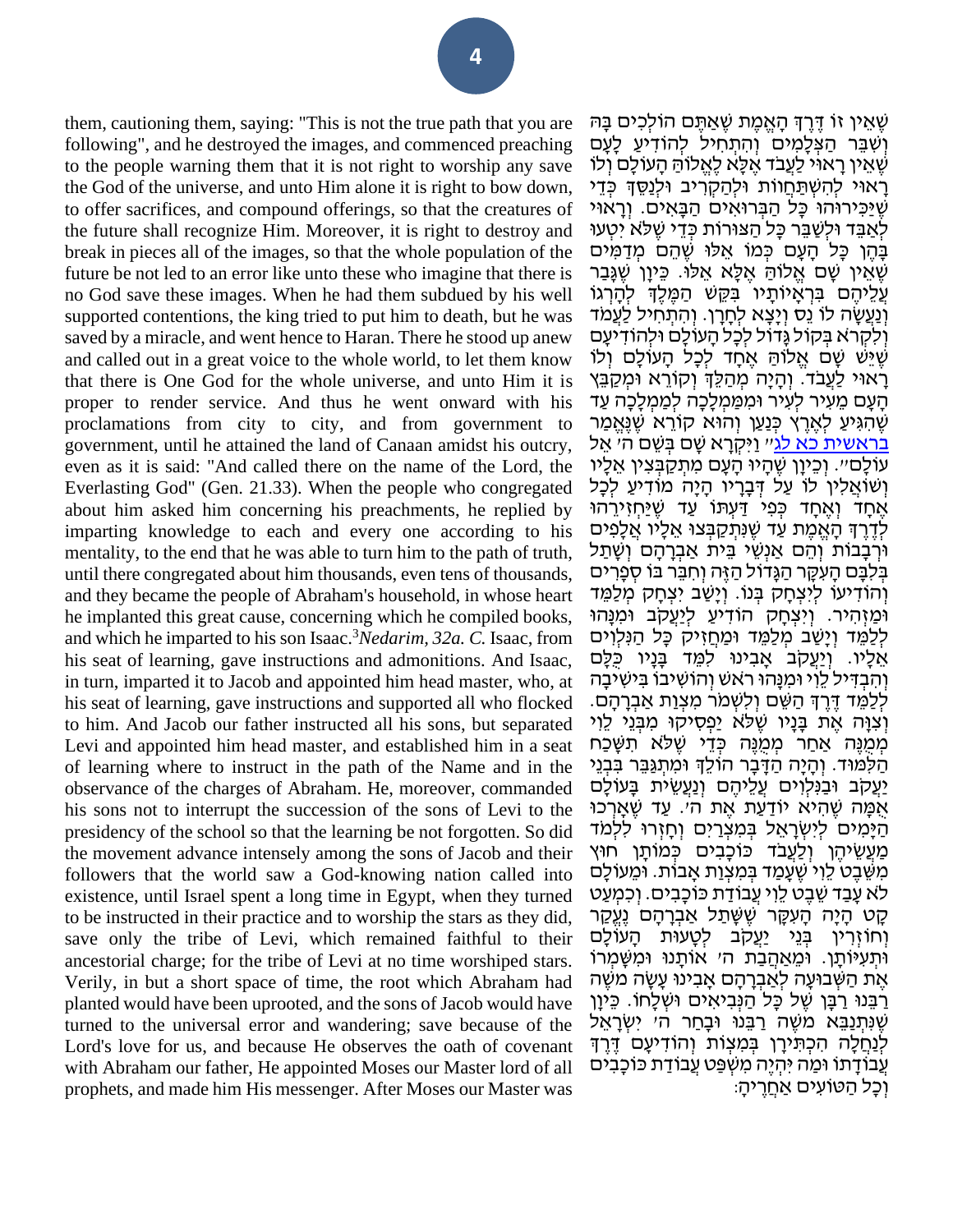them, cautioning them, saying: "This is not the true path that you are following", and he destroyed the images, and commenced preaching to the people warning them that it is not right to worship any save the God of the universe, and unto Him alone it is right to bow down, to offer sacrifices, and compound offerings, so that the creatures of the future shall recognize Him. Moreover, it is right to destroy and break in pieces all of the images, so that the whole population of the future be not led to an error like unto these who imagine that there is no God save these images. When he had them subdued by his well supported contentions, the king tried to put him to death, but he was saved by a miracle, and went hence to Haran. There he stood up anew and called out in a great voice to the whole world, to let them know that there is One God for the whole universe, and unto Him it is proper to render service. And thus he went onward with his proclamations from city to city, and from government to government, until he attained the land of Canaan amidst his outcry, even as it is said: "And called there on the name of the Lord, the Everlasting God" (Gen. 21.33). When the people who congregated about him asked him concerning his preachments, he replied by imparting knowledge to each and every one according to his mentality, to the end that he was able to turn him to the path of truth, until there congregated about him thousands, even tens of thousands, and they became the people of Abraham's household, in whose heart he implanted this great cause, concerning which he compiled books, and which he imparted to his son Isaac.[3] *Nedarim, 32a. C.* Isaac, from his seat of learning, gave instructions and admonitions. And Isaac, in turn, imparted it to Jacob and appointed him head master, who, at his seat of learning, gave instructions and supported all who flocked to him. And Jacob our father instructed all his sons, but separated Levi and appointed him head master, and established him in a seat of learning where to instruct in the path of the Name and in the observance of the charges of Abraham. He, moreover, commanded his sons not to interrupt the succession of the sons of Levi to the presidency of the school so that the learning be not forgotten. So did the movement advance intensely among the sons of Jacob and their followers that the world saw a God-knowing nation called into existence, until Israel spent a long time in Egypt, when they turned to be instructed in their practice and to worship the stars as they did, save only the tribe of Levi, which remained faithful to their ancestorial charge; for the tribe of Levi at no time worshiped stars. Verily, in but a short space of time, the root which Abraham had planted would have been uprooted, and the sons of Jacob would have turned to the universal error and wandering; save because of the Lord's love for us, and because He observes the oath of covenant with Abraham our father, He appointed Moses our Master lord of all prophets, and made him His messenger. After Moses our Master was

שֶׁאֵין זוֹ דֶּרֶךְ הָאֱמֶת שֶׁאַתֶּם הוֹלְכִים בָּהּ וְשִׁבֵּר הַצְּלָמִים וְהִתְחִיל לְהוֹדִיעַ לָעָם שֶׁאֵין רָאוּי לַעֲבֹד אֶלָּא לֶאֱלוֹהַּ הָעוֹלָם וְלוֹ רָאוּי לְהִשְׁתַּחֲוֹת וּלְהַקְרִיב וּלְנַסֵּךְ כְּדֵי שֶׁיַּכִּירוּהוּ כָּל הַבְּרוּאִים הַבָּאִים. וְרָאוּי לְאַבֵּד וּלְשַׁבֵּר כָּל הַצּוּרוֹת כְּדֵי שֶׁלֹּא יִטְעוּ בָּהֶן כָּל הָעָם כְּמוֹ אֵלּוּ שֶׁהֵם מְדַמִּים שֶׁאֵין שָׁם אֱלוֹהַּ אֶלָּא אֵלּוּ. כֵּיוָן שֶׁגָּבַר עֲלֵיהֶם בִּרְאָיוֹתָיו בִּקֵּשׁ הַמֶּלֶךְ לְהָרְגוֹ וְנַעֲשָׂה לוֹ נֵס וְיָצָא לְחָרָן. וְהִתְחִיל לַעֲמֹד וְלִקְרֹא בְּקוֹל גָּדוֹל לְכָל הָעוֹלָם וּלְהוֹדִיעָם שֶׁיֵּשׁ שָׁם אֱלוֹהַּ אֶחָד לְכָל הָעוֹלָם וְלוֹ רָאוּי לַעֲבֹד. וְהָיָה מְהַלֵּךְ וְקוֹרֵא וּמְקַבֵּץ הָעָם מֵעִיר לְעִיר וּמִמַּמְלָכָה לְמַמְלָכָה עַד שֶׁהִגִּיעַ לְאֶרֶץ כְּנַעַן וְהוּא קוֹרֵא שֶׁנֶּאֱמַר בראשית כא לג "וַיִּקְרָא שָׁם בְּשֵׁם ה' אֵל עוֹלָם". וְכֵיוָן שֶׁהָיוּ הָעָם מִתְקַבְּצִין אֵלָיו וְשׁוֹאֲלִין לוֹ עַל דְּבָרָיו הָיָה מוֹדִיעַ לְכָל אֶחָד וְאֶחָד כְּפִי דַּעְתּוֹ עַד שֶׁיַּחֲזִירֵהוּ לְדֶרֶךְ הָאֱמֶת עַד שֶׁנִּתְקַבְּצוּ אֵלָיו אֲלָפִים וּרְבָבוֹת וְהֵם אַנְשֵׁי בֵּית אַבְרָהָם וְשָׁתַל בְּלִבָּם הָעִקָּר הַגָּדוֹל הַזֶּה וְחִבֵּר בּוֹ סְפָרִים וְהוֹדִיעוֹ לְיִצְחָק בְּנוֹ. וְיָשַׁב יִצְחָק מְלַמֵּד וּמַזְהִיר. וְיִצְחָק הוֹדִיעַ לְיַעֲקֹב וּמִנָּהוּ לְלַמֵּד וְיָשַׁב מְלַמֵּד וּמַחֲזִיק כָּל הַנִּלְוִים אֵלָיו. וְיַעֲקֹב אָבִינוּ לִמֵּד בָּנָיו כֻּלָּם וְהִבְדִּיל לֵוִי וּמִנָּהוּ רֹאשׁ וְהוֹשִׁיבוֹ בִּישִׁיבָה לְלַמֵּד דֶּרֶךְ הַשֵּׁם וְלִשְׁמֹר מִצְוַת אַבְרָהָם. וְצִוָּה אֶת בָּנָיו שֶׁלֹּא יַפְסִיקוּ מִבְּנֵי לֵוִי מְמֻנֶּה אַחַר מְמֻנֶּה כְּדֵי שֶׁלֹּא תִּשָּׁכַח הַלְּמוּד. וְהָיָה הַדָּבָר הוֹלֵךְ וּמִתְגַּבֵּר בִּבְנֵי יַעֲקֹב וּבַנִּלְוִים עֲלֵיהֶם וְנַעֲשֵׂית בָּעוֹלָם אֻמָּה שֶׁהִיא יוֹדַעַת אֶת ה'. עַד שֶׁאָרְכוּ הַיָּמִים לְיִשְׂרָאֵל בְּמִצְרַיִם וְחָזְרוּ לִלְמֹד מַעֲשֵׂיהֶן וְלַעֲבֹד כּוֹכָבִים כְּמוֹתָן חוּץ מִשֵּׁבֶט לֵוִי שֶׁעָמַד בְּמִצְוַת אָבוֹת. וּמֵעוֹלָם לֹא עָבַד שֵׁבֶט לֵוִי עֲבוֹדַת כּוֹכָבִים. וְכִמְעַט קָט הָיָה הָעִקָּר שֶׁשָּׁתַל אַבְרָהָם נֶעֱקַר וְחוֹזְרִין בְּנֵי יַעֲקֹב לְטָעוּת הָעוֹלָם וְתַעְיוֹתָן. וּמֵאַהֲבַת ה' אוֹתָנוּ וּמִשָּׁמְרוֹ אֶת הַשְּׁבוּעָה לְאַבְרָהָם אָבִינוּ עָשָׂה מֹשֶׁה רַבֵּנוּ רַבָּן שֶׁל כָּל הַנְּבִיאִים וּשְׁלָחוֹ. כֵּיוָן שֶׁנִּתְנַבֵּא מֹשֶׁה רַבֵּנוּ וּבָחַר ה' יִשְׂרָאֵל לְנַחֲלָה הִכְתִּירָן בְּמִצְוֹת וְהוֹדִיעָם דֶּרֶךְ עֲבוֹדָתוֹ וּמַה יִּהְיֶה מִשְׁפַּט עֲבוֹדַת כּוֹכָבִים וְכָל הַטּוֹעִים אַחֲרֶיהָ: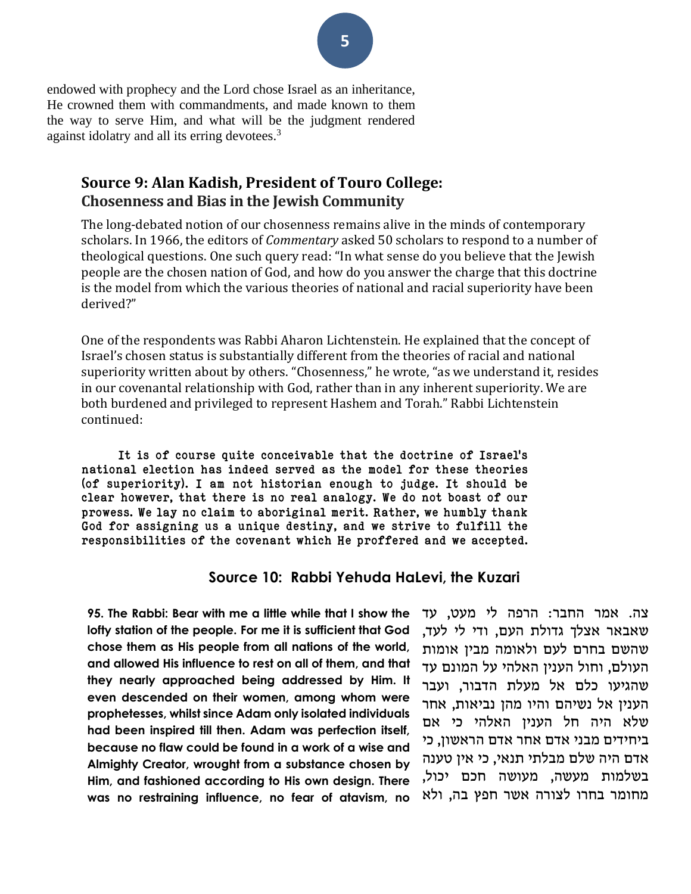endowed with prophecy and the Lord chose Israel as an inheritance, He crowned them with commandments, and made known to them the way to serve Him, and what will be the judgment rendered against idolatry and all its erring devotees.[3]

## Source 9: Alan Kadish, President of Touro College: Chosenness and Bias in the Jewish Community

The long-debated notion of our chosenness remains alive in the minds of contemporary scholars. In 1966, the editors of *Commentary* asked 50 scholars to respond to a number of theological questions. One such query read: "In what sense do you believe that the Jewish people are the chosen nation of God, and how do you answer the charge that this doctrine is the model from which the various theories of national and racial superiority have been derived?"

One of the respondents was Rabbi Aharon Lichtenstein. He explained that the concept of Israel's chosen status is substantially different from the theories of racial and national superiority written about by others. "Chosenness," he wrote, "as we understand it, resides in our covenantal relationship with God, rather than in any inherent superiority. We are both burdened and privileged to represent Hashem and Torah." Rabbi Lichtenstein continued:

> It is of course quite conceivable that the doctrine of Israel's national election has indeed served as the model for these theories (of superiority). I am not historian enough to judge. It should be clear however, that there is no real analogy. We do not boast of our prowess. We lay no claim to aboriginal merit. Rather, we humbly thank God for assigning us a unique destiny, and we strive to fulfill the responsibilities of the covenant which He proffered and we accepted.

## Source 10: Rabbi Yehuda HaLevi, the Kuzari

**95. The Rabbi: Bear with me a little while that I show the lofty station of the people. For me it is sufficient that God chose them as His people from all nations of the world, and allowed His influence to rest on all of them, and that they nearly approached being addressed by Him. It even descended on their women, among whom were prophetesses, whilst since Adam only isolated individuals had been inspired till then. Adam was perfection itself, because no flaw could be found in a work of a wise and Almighty Creator, wrought from a substance chosen by Him, and fashioned according to His own design. There was no restraining influence, no fear of atavism, no**

צה. אמר החבר: הרפה לי מעט, עד שאבאר אצלך גדולת העם, ודי לי לעד, שהשם בחרם לעם ולאומה מבין אומות העולם, וחול הענין האלהי על המונם עד שהגיעו כלם אל מעלת הדבור, ועבר הענין אל נשיהם והיו מהן נביאות, אחר שלא היה חל הענין האלהי כי אם ביחידים מבני אדם אחר אדם הראשון, כי אדם היה שלם מבלתי תנאי, כי אין טענה בשלמות מעשה, מעושה חכם יכול, מחומר בחרו לצורה אשר חפץ בה, ולא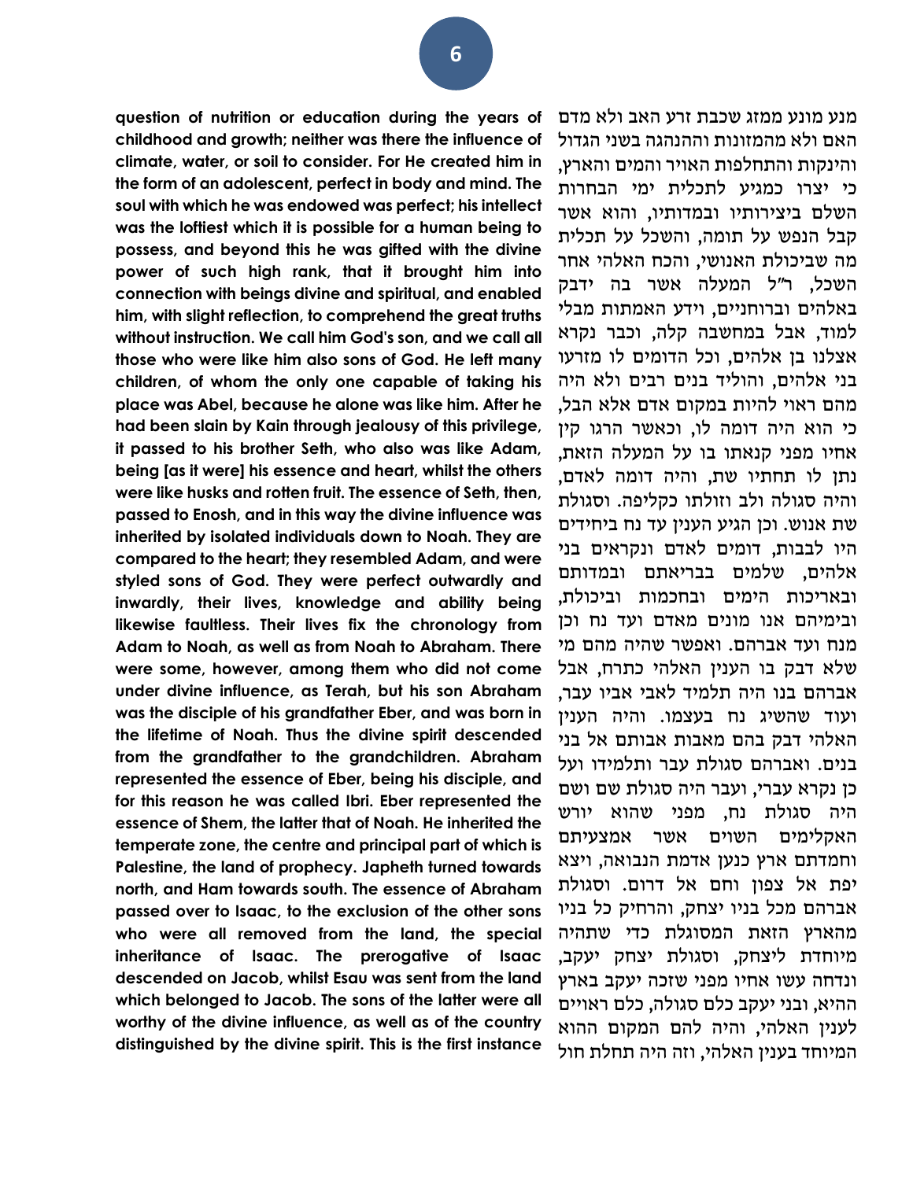**question of nutrition or education during the years of childhood and growth; neither was there the influence of climate, water, or soil to consider. For He created him in the form of an adolescent, perfect in body and mind. The soul with which he was endowed was perfect; his intellect was the loftiest which it is possible for a human being to possess, and beyond this he was gifted with the divine power of such high rank, that it brought him into connection with beings divine and spiritual, and enabled him, with slight reflection, to comprehend the great truths without instruction. We call him God's son, and we call all those who were like him also sons of God. He left many children, of whom the only one capable of taking his place was Abel, because he alone was like him. After he had been slain by Kain through jealousy of this privilege, it passed to his brother Seth, who also was like Adam, being [as it were] his essence and heart, whilst the others were like husks and rotten fruit. The essence of Seth, then, passed to Enosh, and in this way the divine influence was inherited by isolated individuals down to Noah. They are compared to the heart; they resembled Adam, and were styled sons of God. They were perfect outwardly and inwardly, their lives, knowledge and ability being likewise faultless. Their lives fix the chronology from Adam to Noah, as well as from Noah to Abraham. There were some, however, among them who did not come under divine influence, as Terah, but his son Abraham was the disciple of his grandfather Eber, and was born in the lifetime of Noah. Thus the divine spirit descended from the grandfather to the grandchildren. Abraham represented the essence of Eber, being his disciple, and for this reason he was called Ibri. Eber represented the essence of Shem, the latter that of Noah. He inherited the temperate zone, the centre and principal part of which is Palestine, the land of prophecy. Japheth turned towards north, and Ham towards south. The essence of Abraham passed over to Isaac, to the exclusion of the other sons who were all removed from the land, the special inheritance of Isaac. The prerogative of Isaac descended on Jacob, whilst Esau was sent from the land which belonged to Jacob. The sons of the latter were all worthy of the divine influence, as well as of the country distinguished by the divine spirit. This is the first instance**

מנע מונע ממזג שכבת זרע האב ולא מדם האם ולא מהמזונות וההנהגה בשני הגדול והינקות והתחלפות האויר והמים והארץ, כי יצרו כמגיע לתכלית ימי הבחרות השלם ביצירותיו ובמדותיו, והוא אשר קבל הנפש על תומה, והשכל על תכלית מה שביכולת האנושי, והכח האלהי אחר השכל, ר"ל המעלה אשר בה ידבק באלהים וברוחניים, וידע האמתות מבלי למוד, אבל במחשבה קלה, וכבר נקרא אצלנו בן אלהים, וכל הדומים לו מזרעו בני אלהים, והוליד בנים רבים ולא היה מהם ראוי להיות במקום אדם אלא הבל, כי הוא היה דומה לו, וכאשר הרגו קין אחיו מפני קנאתו בו על המעלה הזאת, נתן לו תחתיו שת, והיה דומה לאדם, והיה סגולה ולב וזולתו כקליפה. וסגולת שת אנוש. וכן הגיע הענין עד נח ביחידים היו לבבות, דומים לאדם ונקראים בני אלהים, שלמים בבריאתם ובמדותם ובאריכות הימים ובחכמות וביכולת, ובימיהם אנו מונים מאדם ועד נח וכן מנח ועד אברהם. ואפשר שהיה מהם מי שלא דבק בו הענין האלהי כתרח, אבל אברהם בנו היה תלמיד לאבי אביו עבר, ועוד שהשיג נח בעצמו. והיה הענין האלהי דבק בהם מאבות אבותם אל בני בנים. ואברהם סגולת עבר ותלמידו ועל כן נקרא עברי, ועבר היה סגולת שם ושם היה סגולת נח, מפני שהוא יורש האקלימים השוים אשר אמצעיתם וחמדתם ארץ כנען אדמת הנבואה, ויצא יפת אל צפון וחם אל דרום. וסגולת אברהם מכל בניו יצחק, והרחיק כל בניו מהארץ הזאת המסוגלת כדי שתהיה מיוחדת ליצחק, וסגולת יצחק יעקב, ונדחה עשו אחיו מפני שזכה יעקב בארץ ההיא, ובני יעקב כלם סגולה, כלם ראויים לענין האלהי, והיה להם המקום ההוא המיוחד בענין האלהי, וזה היה תחלת חול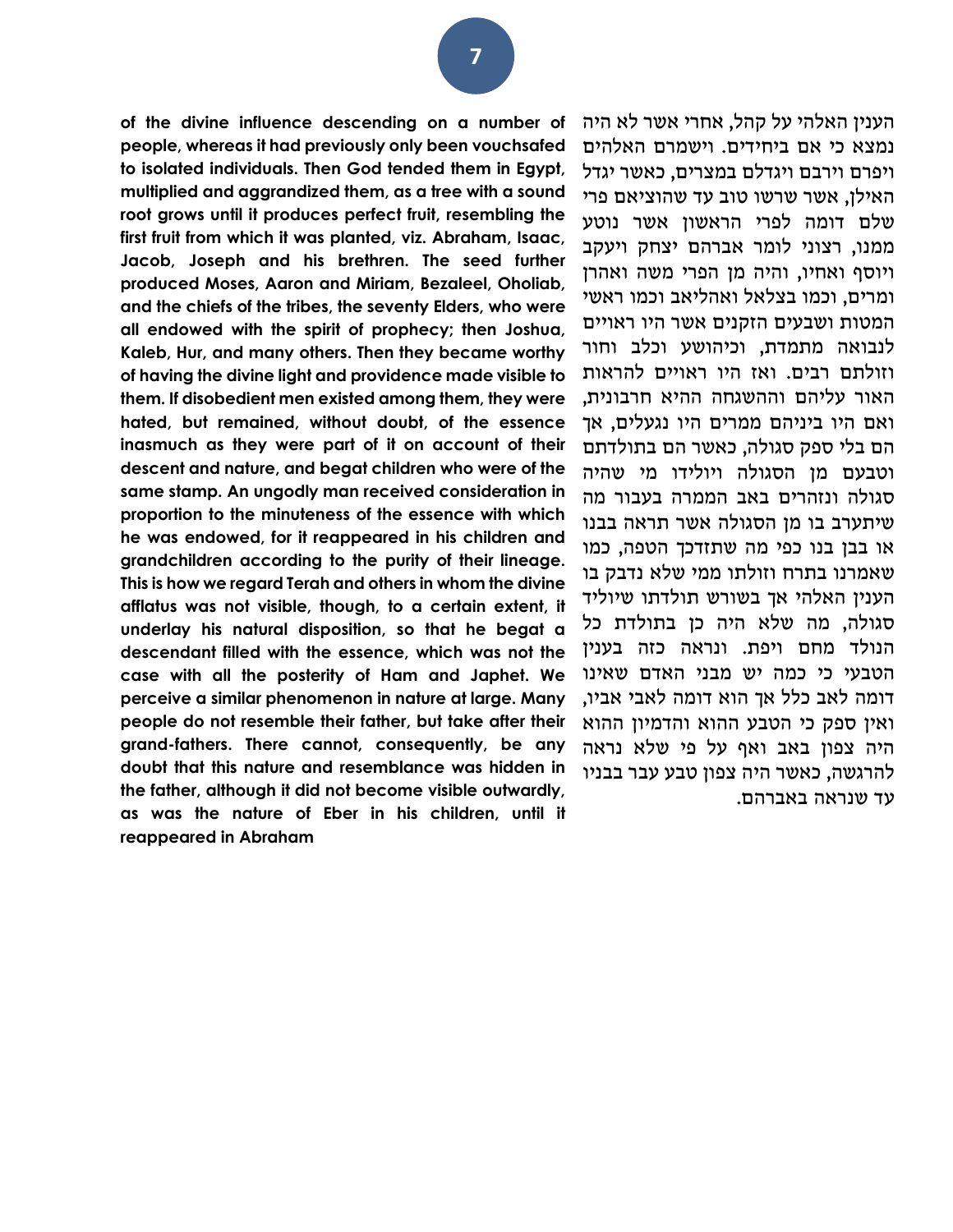**of the divine influence descending on a number of people, whereas it had previously only been vouchsafed to isolated individuals. Then God tended them in Egypt, multiplied and aggrandized them, as a tree with a sound root grows until it produces perfect fruit, resembling the first fruit from which it was planted, viz. Abraham, Isaac, Jacob, Joseph and his brethren. The seed further produced Moses, Aaron and Miriam, Bezaleel, Oholiab, and the chiefs of the tribes, the seventy Elders, who were all endowed with the spirit of prophecy; then Joshua, Kaleb, Hur, and many others. Then they became worthy of having the divine light and providence made visible to them. If disobedient men existed among them, they were hated, but remained, without doubt, of the essence inasmuch as they were part of it on account of their descent and nature, and begat children who were of the same stamp. An ungodly man received consideration in proportion to the minuteness of the essence with which he was endowed, for it reappeared in his children and grandchildren according to the purity of their lineage. This is how we regard Terah and others in whom the divine afflatus was not visible, though, to a certain extent, it underlay his natural disposition, so that he begat a descendant filled with the essence, which was not the case with all the posterity of Ham and Japhet. We perceive a similar phenomenon in nature at large. Many people do not resemble their father, but take after their grand-fathers. There cannot, consequently, be any doubt that this nature and resemblance was hidden in the father, although it did not become visible outwardly, as was the nature of Eber in his children, until it reappeared in Abraham**

הענין האלהי על קהל, אחרי אשר לא היה נמצא כי אם ביחידים. וישמרם האלהים ויפרם וירבם ויגדלם במצרים, כאשר יגדל האילן, אשר שרשו טוב עד שהוציאם פרי שלם דומה לפרי הראשון אשר נוטע ממנו, רצוני לומר אברהם יצחק ויעקב ויוסף ואחיו, והיה מן הפרי משה ואהרן ומרים, וכמו בצלאל ואהליאב וכמו ראשי המטות ושבעים הזקנים אשר היו ראויים לנבואה מתמדת, וכיהושע וכלב וחור וזולתם רבים. ואז היו ראויים להראות האור עליהם וההשגחה ההיא חרבונית, ואם היו ביניהם ממרים היו נגעלים, אך הם בלי ספק סגולה, כאשר הם בתולדתם וטבעם מן הסגולה ויולידו מי שהיה סגולה ונזהרים באב הממרה בעבור מה שיתערב בו מן הסגולה אשר תראה בבנו או בבן בנו כפי מה שתזדכך הטפה, כמו שאמרנו בתרח וזולתו ממי שלא נדבק בו הענין האלהי אך בשורש תולדתו שיוליד סגולה, מה שלא היה כן בתולדת כל הנולד מחם ויפת. ונראה כזה בענין הטבעי כי כמה יש מבני האדם שאינו דומה לאב כלל אך הוא דומה לאבי אביו, ואין ספק כי הטבע ההוא והדמיון ההוא היה צפון באב ואף על פי שלא נראה להרגשה, כאשר היה צפון טבע עבר בבניו עד שנראה באברהם.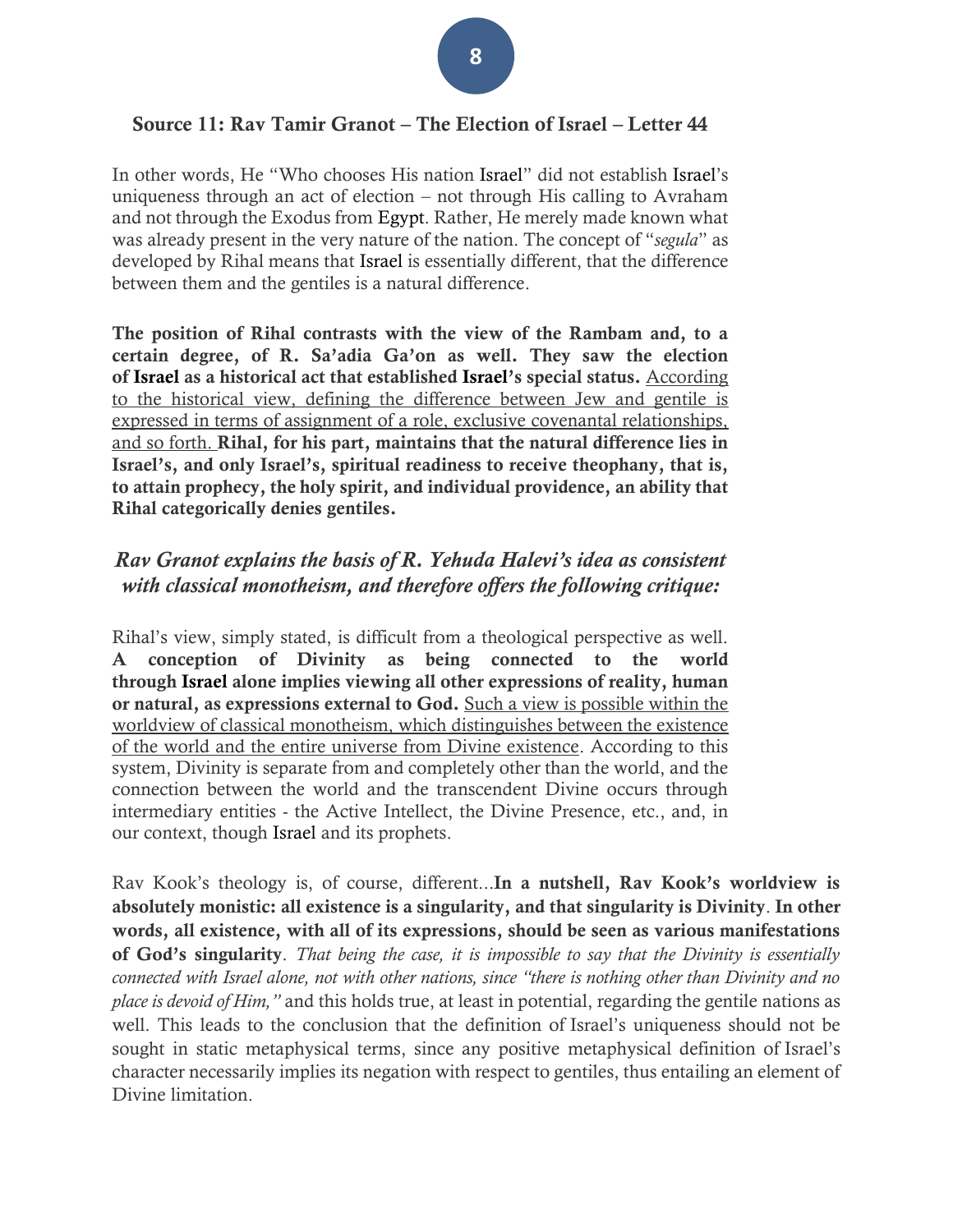### Source 11: Rav Tamir Granot – The Election of Israel – Letter 44

In other words, He "Who chooses His nation Israel" did not establish Israel's uniqueness through an act of election – not through His calling to Avraham and not through the Exodus from Egypt. Rather, He merely made known what was already present in the very nature of the nation. The concept of "*segula*" as developed by Rihal means that Israel is essentially different, that the difference between them and the gentiles is a natural difference.

**The position of Rihal contrasts with the view of the Rambam and, to a certain degree, of R. Sa'adia Ga'on as well. They saw the election of Israel as a historical act that established Israel's special status.** According to the historical view, defining the difference between Jew and gentile is expressed in terms of assignment of a role, exclusive covenantal relationships, and so forth. **Rihal, for his part, maintains that the natural difference lies in Israel's, and only Israel's, spiritual readiness to receive theophany, that is, to attain prophecy, the holy spirit, and individual providence, an ability that Rihal categorically denies gentiles.**

*Rav Granot explains the basis of R. Yehuda Halevi's idea as consistent with classical monotheism, and therefore offers the following critique:*

Rihal's view, simply stated, is difficult from a theological perspective as well. **A conception of Divinity as being connected to the world through Israel alone implies viewing all other expressions of reality, human or natural, as expressions external to God.** Such a view is possible within the worldview of classical monotheism, which distinguishes between the existence of the world and the entire universe from Divine existence. According to this system, Divinity is separate from and completely other than the world, and the connection between the world and the transcendent Divine occurs through intermediary entities - the Active Intellect, the Divine Presence, etc., and, in our context, though Israel and its prophets.

Rav Kook's theology is, of course, different...**In a nutshell, Rav Kook's worldview is absolutely monistic: all existence is a singularity, and that singularity is Divinity**. **In other words, all existence, with all of its expressions, should be seen as various manifestations of God's singularity**. *That being the case, it is impossible to say that the Divinity is essentially connected with Israel alone, not with other nations, since "there is nothing other than Divinity and no place is devoid of Him,"* and this holds true, at least in potential, regarding the gentile nations as well. This leads to the conclusion that the definition of Israel's uniqueness should not be sought in static metaphysical terms, since any positive metaphysical definition of Israel's character necessarily implies its negation with respect to gentiles, thus entailing an element of Divine limitation.